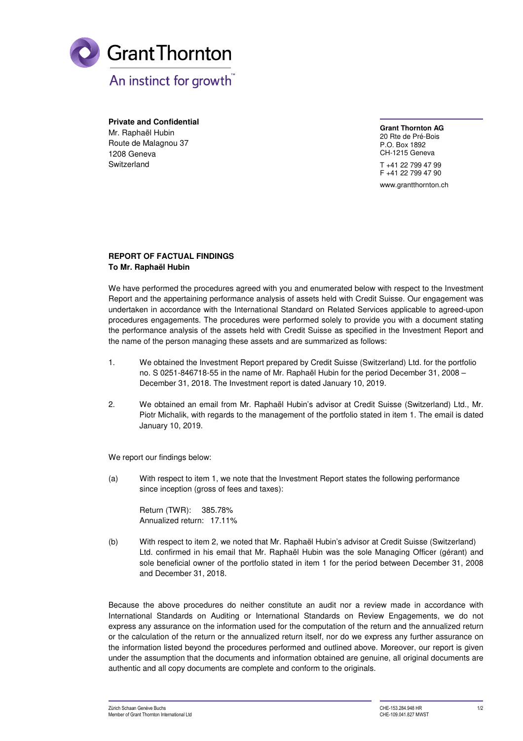Grant Thornton

An instinct for growth™

**Private and Confidential**
Mr. Raphaël Hubin
Route de Malagnou 37
1208 Geneva
Switzerland

**Grant Thornton AG**
20 Rte de Pré-Bois
P.O. Box 1892
CH-1215 Geneva

T +41 22 799 47 99
F +41 22 799 47 90

www.grantthornton.ch

**REPORT OF FACTUAL FINDINGS**
**To Mr. Raphaël Hubin**

We have performed the procedures agreed with you and enumerated below with respect to the Investment Report and the appertaining performance analysis of assets held with Credit Suisse. Our engagement was undertaken in accordance with the International Standard on Related Services applicable to agreed-upon procedures engagements. The procedures were performed solely to provide you with a document stating the performance analysis of the assets held with Credit Suisse as specified in the Investment Report and the name of the person managing these assets and are summarized as follows:

1. We obtained the Investment Report prepared by Credit Suisse (Switzerland) Ltd. for the portfolio no. S 0251-846718-55 in the name of Mr. Raphaël Hubin for the period December 31, 2008 – December 31, 2018. The Investment report is dated January 10, 2019.

2. We obtained an email from Mr. Raphaël Hubin's advisor at Credit Suisse (Switzerland) Ltd., Mr. Piotr Michalik, with regards to the management of the portfolio stated in item 1. The email is dated January 10, 2019.

We report our findings below:

(a) With respect to item 1, we note that the Investment Report states the following performance since inception (gross of fees and taxes):

    Return (TWR): 385.78%
    Annualized return: 17.11%

(b) With respect to item 2, we noted that Mr. Raphaël Hubin's advisor at Credit Suisse (Switzerland) Ltd. confirmed in his email that Mr. Raphaël Hubin was the sole Managing Officer (gérant) and sole beneficial owner of the portfolio stated in item 1 for the period between December 31, 2008 and December 31, 2018.

Because the above procedures do neither constitute an audit nor a review made in accordance with International Standards on Auditing or International Standards on Review Engagements, we do not express any assurance on the information used for the computation of the return and the annualized return or the calculation of the return or the annualized return itself, nor do we express any further assurance on the information listed beyond the procedures performed and outlined above. Moreover, our report is given under the assumption that the documents and information obtained are genuine, all original documents are authentic and all copy documents are complete and conform to the originals.

Zürich Schaan Genève Buchs
Member of Grant Thornton International Ltd

CHE-153.284.948 HR
CHE-109.041.827 MWST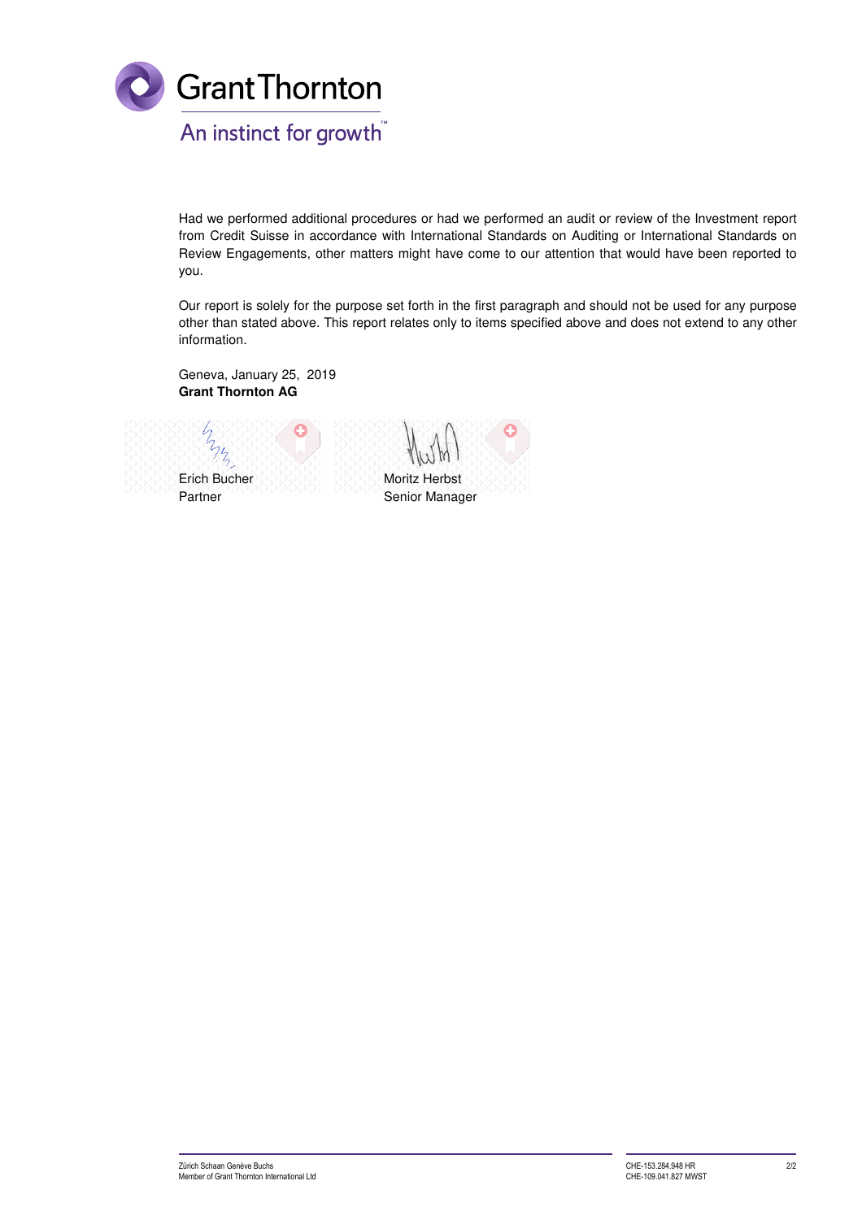Had we performed additional procedures or had we performed an audit or review of the Investment report from Credit Suisse in accordance with International Standards on Auditing or International Standards on Review Engagements, other matters might have come to our attention that would have been reported to you.

Our report is solely for the purpose set forth in the first paragraph and should not be used for any purpose other than stated above. This report relates only to items specified above and does not extend to any other information.

Geneva, January 25, 2019
**Grant Thornton AG**

Erich Bucher
Partner

Moritz Herbst
Senior Manager